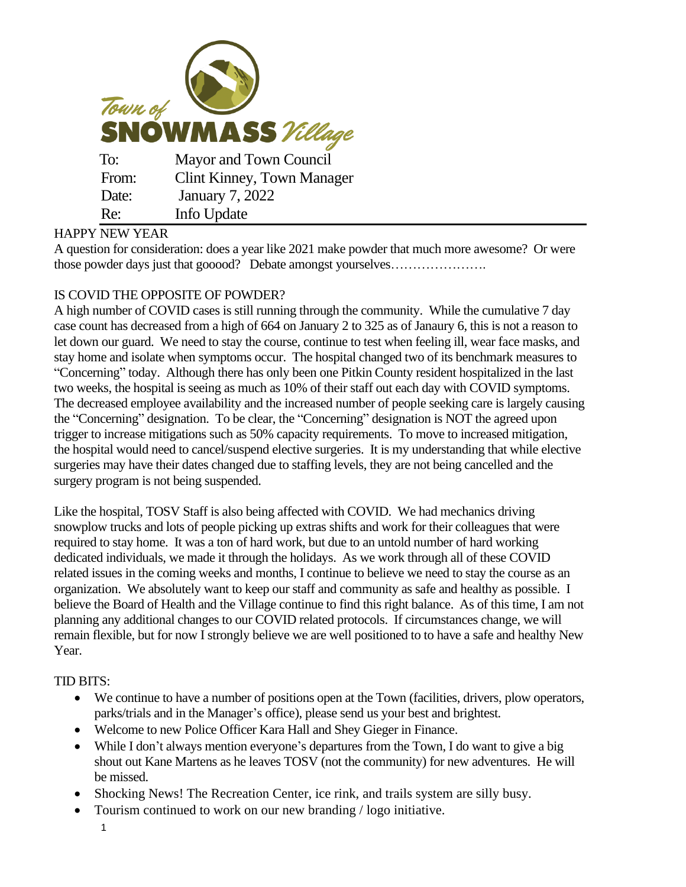Town of SNOWMASS Village

| | |
|---|---|
| To: | Mayor and Town Council |
| From: | Clint Kinney, Town Manager |
| Date: | January 7, 2022 |
| Re: | Info Update |

HAPPY NEW YEAR

A question for consideration: does a year like 2021 make powder that much more awesome? Or were those powder days just that gooood? Debate amongst yourselves………………….

IS COVID THE OPPOSITE OF POWDER?

A high number of COVID cases is still running through the community. While the cumulative 7 day case count has decreased from a high of 664 on January 2 to 325 as of Janaury 6, this is not a reason to let down our guard. We need to stay the course, continue to test when feeling ill, wear face masks, and stay home and isolate when symptoms occur. The hospital changed two of its benchmark measures to "Concerning" today. Although there has only been one Pitkin County resident hospitalized in the last two weeks, the hospital is seeing as much as 10% of their staff out each day with COVID symptoms. The decreased employee availability and the increased number of people seeking care is largely causing the "Concerning" designation. To be clear, the "Concerning" designation is NOT the agreed upon trigger to increase mitigations such as 50% capacity requirements. To move to increased mitigation, the hospital would need to cancel/suspend elective surgeries. It is my understanding that while elective surgeries may have their dates changed due to staffing levels, they are not being cancelled and the surgery program is not being suspended.

Like the hospital, TOSV Staff is also being affected with COVID. We had mechanics driving snowplow trucks and lots of people picking up extras shifts and work for their colleagues that were required to stay home. It was a ton of hard work, but due to an untold number of hard working dedicated individuals, we made it through the holidays. As we work through all of these COVID related issues in the coming weeks and months, I continue to believe we need to stay the course as an organization. We absolutely want to keep our staff and community as safe and healthy as possible. I believe the Board of Health and the Village continue to find this right balance. As of this time, I am not planning any additional changes to our COVID related protocols. If circumstances change, we will remain flexible, but for now I strongly believe we are well positioned to to have a safe and healthy New Year.

TID BITS:

- We continue to have a number of positions open at the Town (facilities, drivers, plow operators, parks/trials and in the Manager's office), please send us your best and brightest.
- Welcome to new Police Officer Kara Hall and Shey Gieger in Finance.
- While I don't always mention everyone's departures from the Town, I do want to give a big shout out Kane Martens as he leaves TOSV (not the community) for new adventures. He will be missed.
- Shocking News! The Recreation Center, ice rink, and trails system are silly busy.
- Tourism continued to work on our new branding / logo initiative.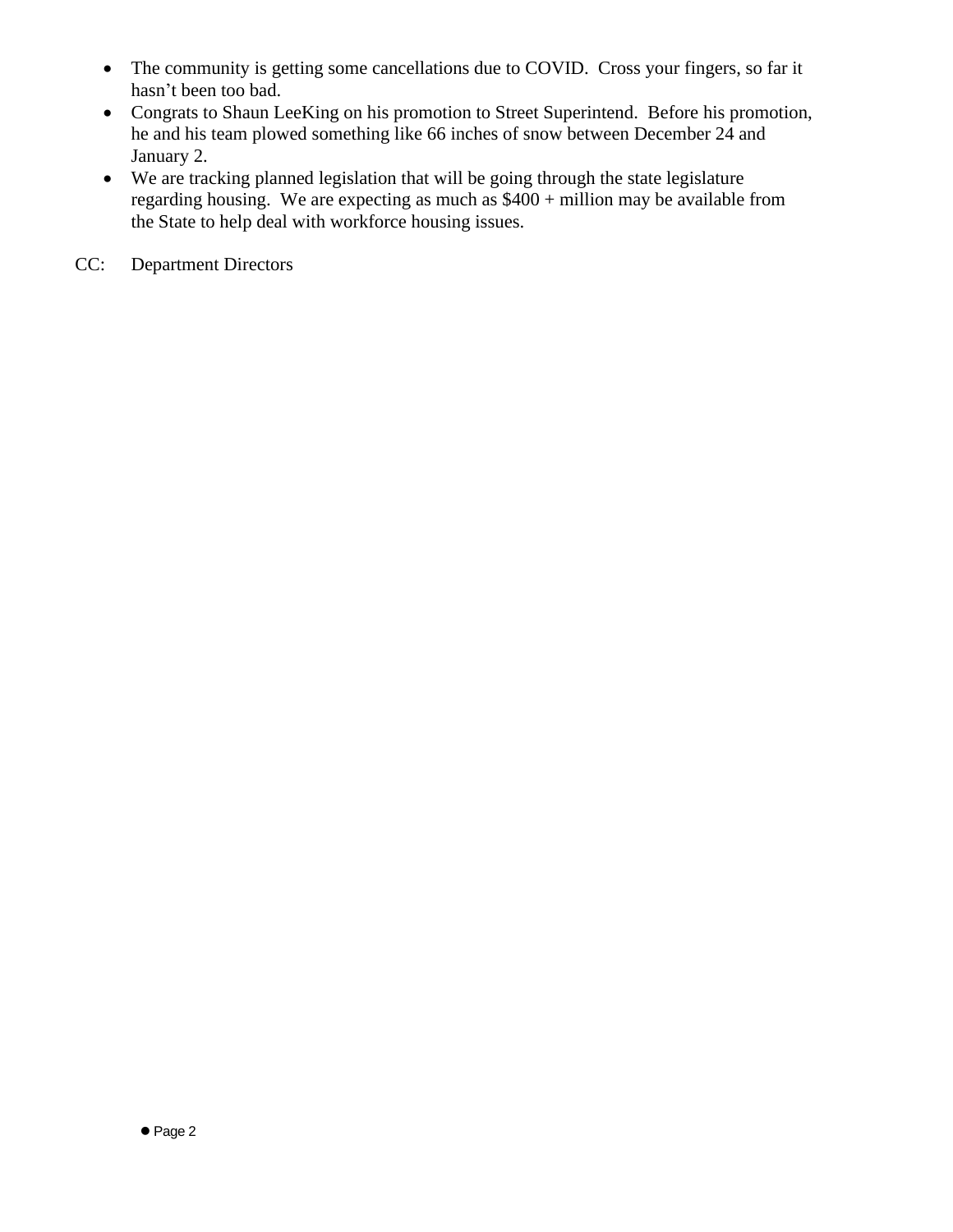- The community is getting some cancellations due to COVID. Cross your fingers, so far it hasn't been too bad.
- Congrats to Shaun LeeKing on his promotion to Street Superintend. Before his promotion, he and his team plowed something like 66 inches of snow between December 24 and January 2.
- We are tracking planned legislation that will be going through the state legislature regarding housing. We are expecting as much as $400 + million may be available from the State to help deal with workforce housing issues.

CC: Department Directors